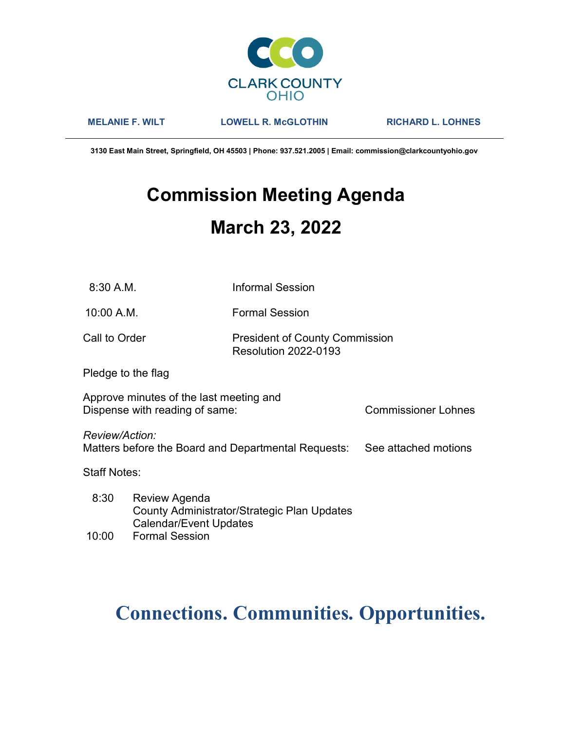CLARK COUNTY
OHIO

**MELANIE F. WILT** **LOWELL R. McGLOTHIN** **RICHARD L. LOHNES**

**3130 East Main Street, Springfield, OH 45503 | Phone: 937.521.2005 | Email: commission@clarkcountyohio.gov**

# Commission Meeting Agenda

# March 23, 2022

| | |
|---|---|
| 8:30 A.M. | Informal Session |
| 10:00 A.M. | Formal Session |
| Call to Order | President of County Commission<br>Resolution 2022-0193 |

Pledge to the flag

Approve minutes of the last meeting and
Dispense with reading of same: Commissioner Lohnes

*Review/Action:*
Matters before the Board and Departmental Requests: See attached motions

Staff Notes:

| | |
|---|---|
| 8:30 | Review Agenda<br>County Administrator/Strategic Plan Updates<br>Calendar/Event Updates |
| 10:00 | Formal Session |

**Connections. Communities. Opportunities.**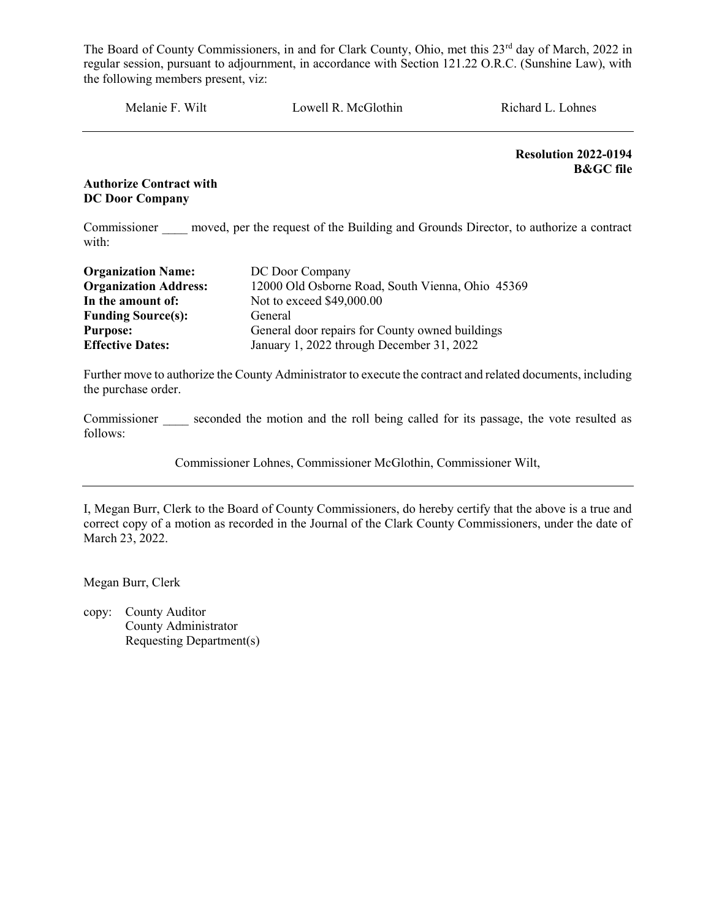The Board of County Commissioners, in and for Clark County, Ohio, met this 23rd day of March, 2022 in regular session, pursuant to adjournment, in accordance with Section 121.22 O.R.C. (Sunshine Law), with the following members present, viz:

Melanie F. Wilt Lowell R. McGlothin Richard L. Lohnes

---

**Resolution 2022-0194**
**B&GC file**

**Authorize Contract with DC Door Company**

Commissioner ____ moved, per the request of the Building and Grounds Director, to authorize a contract with:

| | |
|---|---|
| **Organization Name:** | DC Door Company |
| **Organization Address:** | 12000 Old Osborne Road, South Vienna, Ohio 45369 |
| **In the amount of:** | Not to exceed $49,000.00 |
| **Funding Source(s):** | General |
| **Purpose:** | General door repairs for County owned buildings |
| **Effective Dates:** | January 1, 2022 through December 31, 2022 |

Further move to authorize the County Administrator to execute the contract and related documents, including the purchase order.

Commissioner ____ seconded the motion and the roll being called for its passage, the vote resulted as follows:

Commissioner Lohnes, Commissioner McGlothin, Commissioner Wilt,

---

I, Megan Burr, Clerk to the Board of County Commissioners, do hereby certify that the above is a true and correct copy of a motion as recorded in the Journal of the Clark County Commissioners, under the date of March 23, 2022.

Megan Burr, Clerk

copy: County Auditor
County Administrator
Requesting Department(s)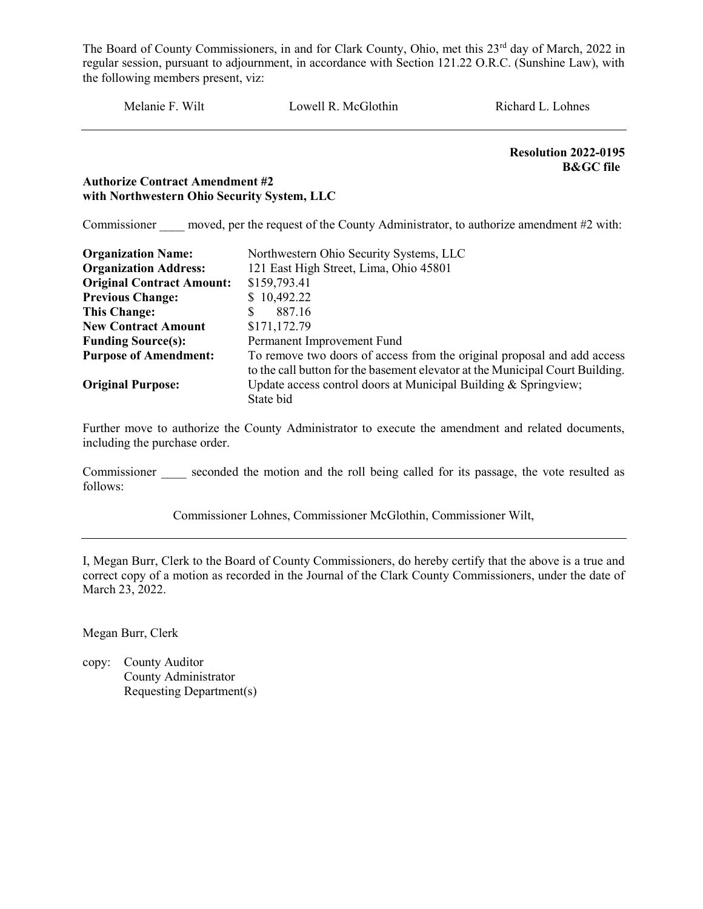The Board of County Commissioners, in and for Clark County, Ohio, met this 23rd day of March, 2022 in regular session, pursuant to adjournment, in accordance with Section 121.22 O.R.C. (Sunshine Law), with the following members present, viz:

Melanie F. Wilt Lowell R. McGlothin Richard L. Lohnes

---

**Resolution 2022-0195**
**B&GC file**

**Authorize Contract Amendment #2**
**with Northwestern Ohio Security System, LLC**

Commissioner ____ moved, per the request of the County Administrator, to authorize amendment #2 with:

| | |
|---|---|
| **Organization Name:** | Northwestern Ohio Security Systems, LLC |
| **Organization Address:** | 121 East High Street, Lima, Ohio 45801 |
| **Original Contract Amount:** | $159,793.41 |
| **Previous Change:** | $ 10,492.22 |
| **This Change:** | $ 887.16 |
| **New Contract Amount** | $171,172.79 |
| **Funding Source(s):** | Permanent Improvement Fund |
| **Purpose of Amendment:** | To remove two doors of access from the original proposal and add access to the call button for the basement elevator at the Municipal Court Building. |
| **Original Purpose:** | Update access control doors at Municipal Building & Springview; State bid |

Further move to authorize the County Administrator to execute the amendment and related documents, including the purchase order.

Commissioner ____ seconded the motion and the roll being called for its passage, the vote resulted as follows:

Commissioner Lohnes, Commissioner McGlothin, Commissioner Wilt,

---

I, Megan Burr, Clerk to the Board of County Commissioners, do hereby certify that the above is a true and correct copy of a motion as recorded in the Journal of the Clark County Commissioners, under the date of March 23, 2022.

Megan Burr, Clerk

copy: County Auditor
County Administrator
Requesting Department(s)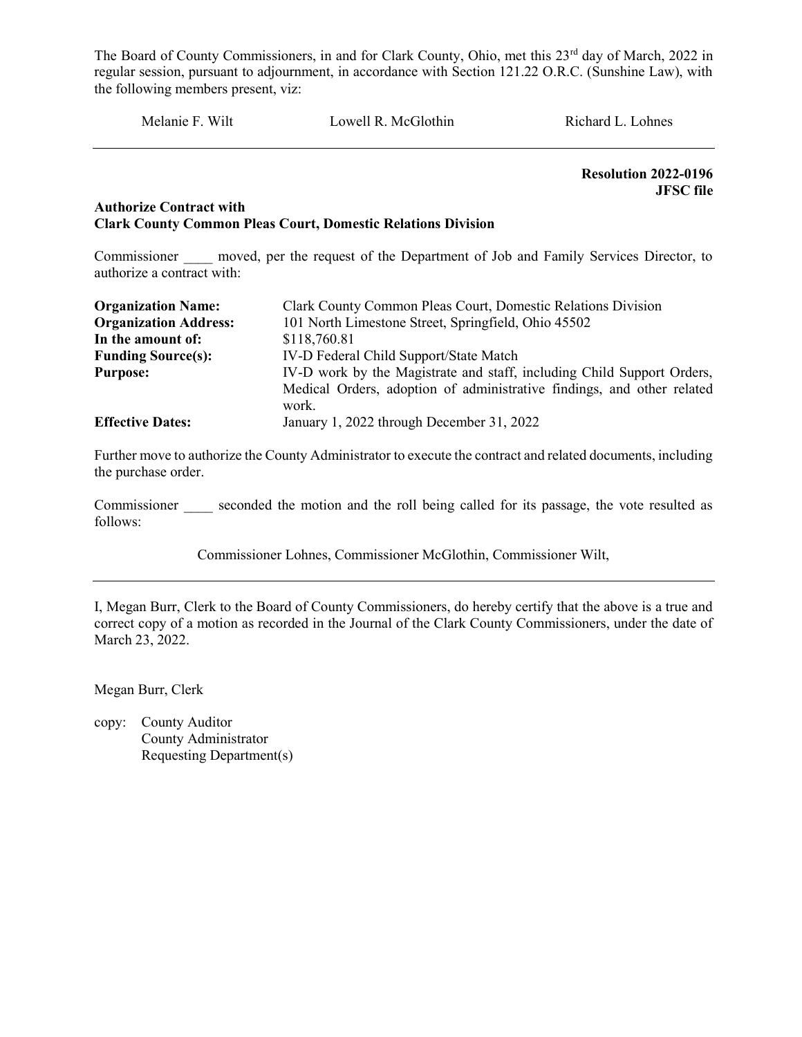The Board of County Commissioners, in and for Clark County, Ohio, met this 23rd day of March, 2022 in regular session, pursuant to adjournment, in accordance with Section 121.22 O.R.C. (Sunshine Law), with the following members present, viz:

Melanie F. Wilt Lowell R. McGlothin Richard L. Lohnes

---

**Resolution 2022-0196**
**JFSC file**

**Authorize Contract with**
**Clark County Common Pleas Court, Domestic Relations Division**

Commissioner ____ moved, per the request of the Department of Job and Family Services Director, to authorize a contract with:

| | |
|---|---|
| **Organization Name:** | Clark County Common Pleas Court, Domestic Relations Division |
| **Organization Address:** | 101 North Limestone Street, Springfield, Ohio 45502 |
| **In the amount of:** | $118,760.81 |
| **Funding Source(s):** | IV-D Federal Child Support/State Match |
| **Purpose:** | IV-D work by the Magistrate and staff, including Child Support Orders, Medical Orders, adoption of administrative findings, and other related work. |
| **Effective Dates:** | January 1, 2022 through December 31, 2022 |

Further move to authorize the County Administrator to execute the contract and related documents, including the purchase order.

Commissioner ____ seconded the motion and the roll being called for its passage, the vote resulted as follows:

Commissioner Lohnes, Commissioner McGlothin, Commissioner Wilt,

---

I, Megan Burr, Clerk to the Board of County Commissioners, do hereby certify that the above is a true and correct copy of a motion as recorded in the Journal of the Clark County Commissioners, under the date of March 23, 2022.

Megan Burr, Clerk

copy: County Auditor
County Administrator
Requesting Department(s)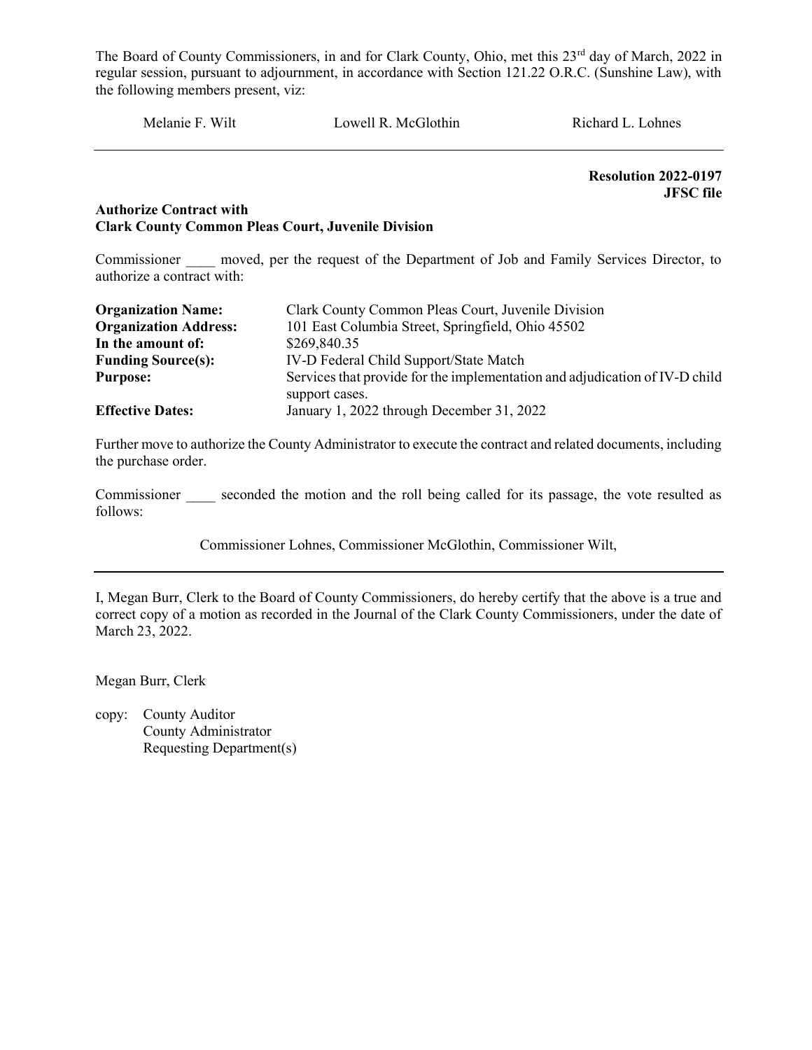The Board of County Commissioners, in and for Clark County, Ohio, met this 23rd day of March, 2022 in regular session, pursuant to adjournment, in accordance with Section 121.22 O.R.C. (Sunshine Law), with the following members present, viz:

Melanie F. Wilt Lowell R. McGlothin Richard L. Lohnes

---

**Resolution 2022-0197**
**JFSC file**

**Authorize Contract with**
**Clark County Common Pleas Court, Juvenile Division**

Commissioner ____ moved, per the request of the Department of Job and Family Services Director, to authorize a contract with:

| | |
|---|---|
| **Organization Name:** | Clark County Common Pleas Court, Juvenile Division |
| **Organization Address:** | 101 East Columbia Street, Springfield, Ohio 45502 |
| **In the amount of:** | $269,840.35 |
| **Funding Source(s):** | IV-D Federal Child Support/State Match |
| **Purpose:** | Services that provide for the implementation and adjudication of IV-D child support cases. |
| **Effective Dates:** | January 1, 2022 through December 31, 2022 |

Further move to authorize the County Administrator to execute the contract and related documents, including the purchase order.

Commissioner ____ seconded the motion and the roll being called for its passage, the vote resulted as follows:

Commissioner Lohnes, Commissioner McGlothin, Commissioner Wilt,

---

I, Megan Burr, Clerk to the Board of County Commissioners, do hereby certify that the above is a true and correct copy of a motion as recorded in the Journal of the Clark County Commissioners, under the date of March 23, 2022.

Megan Burr, Clerk

copy: County Auditor
County Administrator
Requesting Department(s)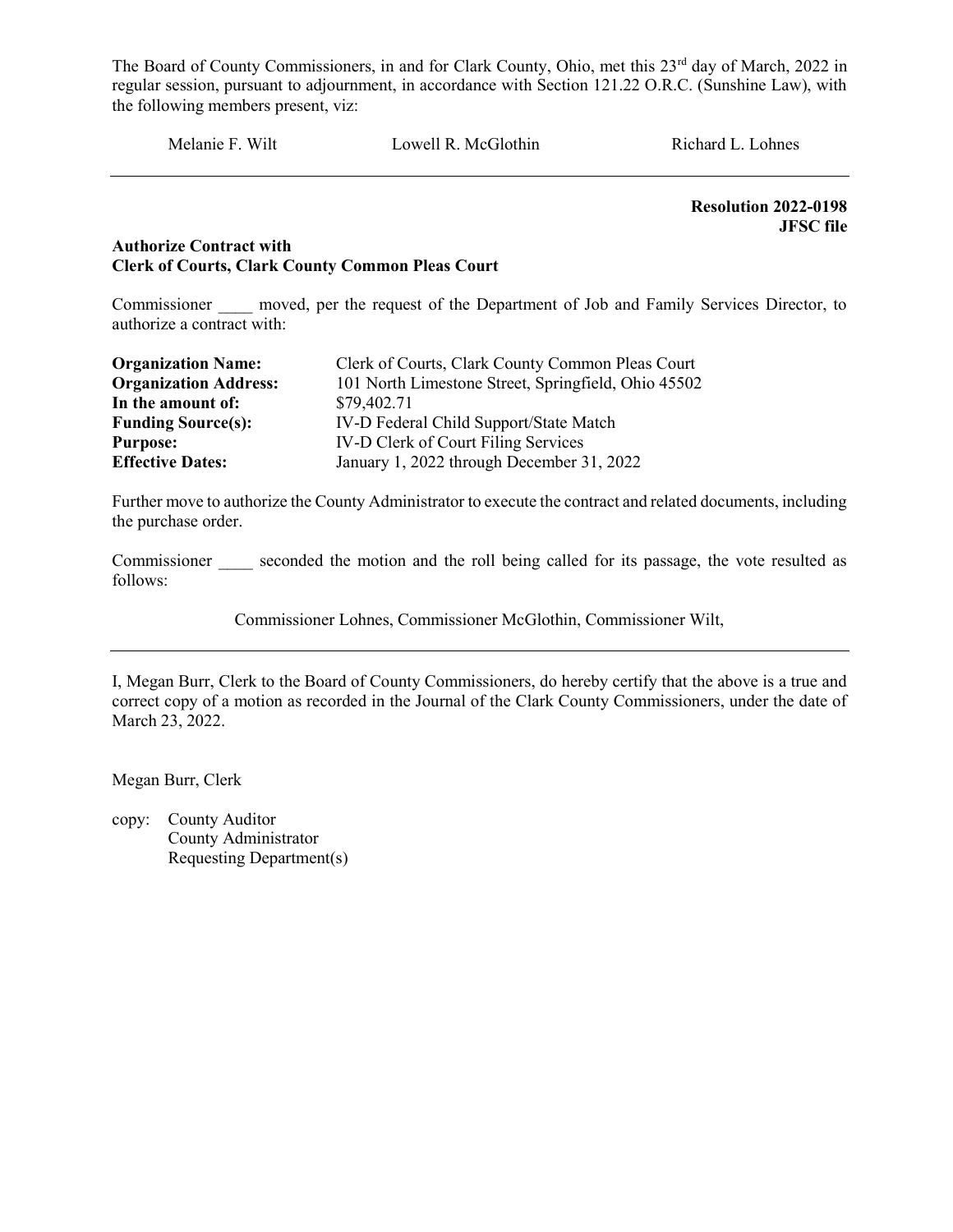The Board of County Commissioners, in and for Clark County, Ohio, met this 23rd day of March, 2022 in regular session, pursuant to adjournment, in accordance with Section 121.22 O.R.C. (Sunshine Law), with the following members present, viz:

Melanie F. Wilt    Lowell R. McGlothin    Richard L. Lohnes

---

**Resolution 2022-0198**
**JFSC file**

**Authorize Contract with**
**Clerk of Courts, Clark County Common Pleas Court**

Commissioner ____ moved, per the request of the Department of Job and Family Services Director, to authorize a contract with:

| | |
|---|---|
| **Organization Name:** | Clerk of Courts, Clark County Common Pleas Court |
| **Organization Address:** | 101 North Limestone Street, Springfield, Ohio 45502 |
| **In the amount of:** | $79,402.71 |
| **Funding Source(s):** | IV-D Federal Child Support/State Match |
| **Purpose:** | IV-D Clerk of Court Filing Services |
| **Effective Dates:** | January 1, 2022 through December 31, 2022 |

Further move to authorize the County Administrator to execute the contract and related documents, including the purchase order.

Commissioner ____ seconded the motion and the roll being called for its passage, the vote resulted as follows:

Commissioner Lohnes, Commissioner McGlothin, Commissioner Wilt,

---

I, Megan Burr, Clerk to the Board of County Commissioners, do hereby certify that the above is a true and correct copy of a motion as recorded in the Journal of the Clark County Commissioners, under the date of March 23, 2022.

Megan Burr, Clerk

copy: County Auditor
County Administrator
Requesting Department(s)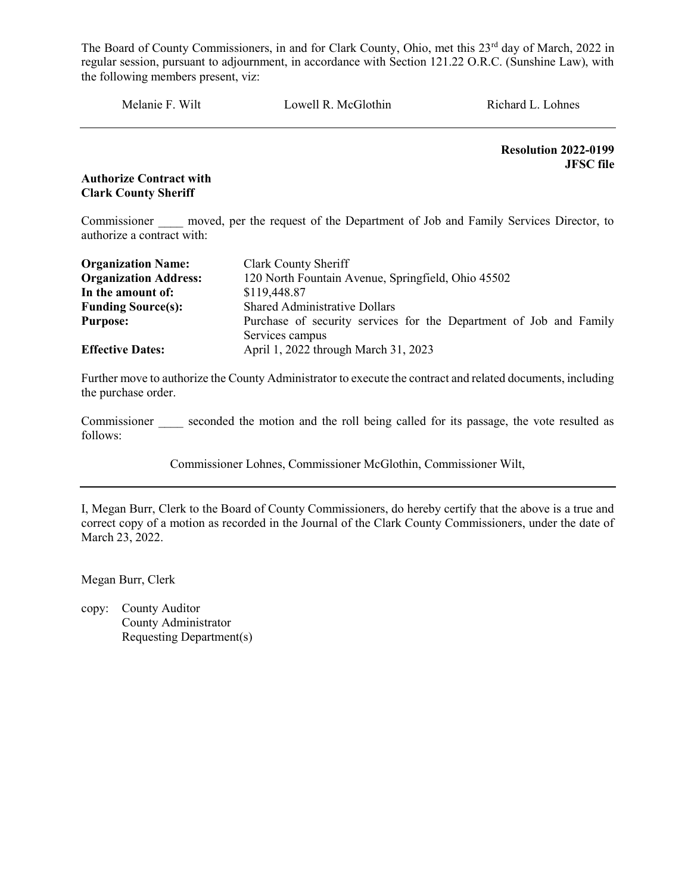The Board of County Commissioners, in and for Clark County, Ohio, met this 23rd day of March, 2022 in regular session, pursuant to adjournment, in accordance with Section 121.22 O.R.C. (Sunshine Law), with the following members present, viz:

Melanie F. Wilt    Lowell R. McGlothin    Richard L. Lohnes

---

**Resolution 2022-0199**
**JFSC file**

**Authorize Contract with Clark County Sheriff**

Commissioner ____ moved, per the request of the Department of Job and Family Services Director, to authorize a contract with:

| | |
|---|---|
| **Organization Name:** | Clark County Sheriff |
| **Organization Address:** | 120 North Fountain Avenue, Springfield, Ohio 45502 |
| **In the amount of:** | $119,448.87 |
| **Funding Source(s):** | Shared Administrative Dollars |
| **Purpose:** | Purchase of security services for the Department of Job and Family Services campus |
| **Effective Dates:** | April 1, 2022 through March 31, 2023 |

Further move to authorize the County Administrator to execute the contract and related documents, including the purchase order.

Commissioner ____ seconded the motion and the roll being called for its passage, the vote resulted as follows:

Commissioner Lohnes, Commissioner McGlothin, Commissioner Wilt,

---

I, Megan Burr, Clerk to the Board of County Commissioners, do hereby certify that the above is a true and correct copy of a motion as recorded in the Journal of the Clark County Commissioners, under the date of March 23, 2022.

Megan Burr, Clerk

copy: County Auditor
County Administrator
Requesting Department(s)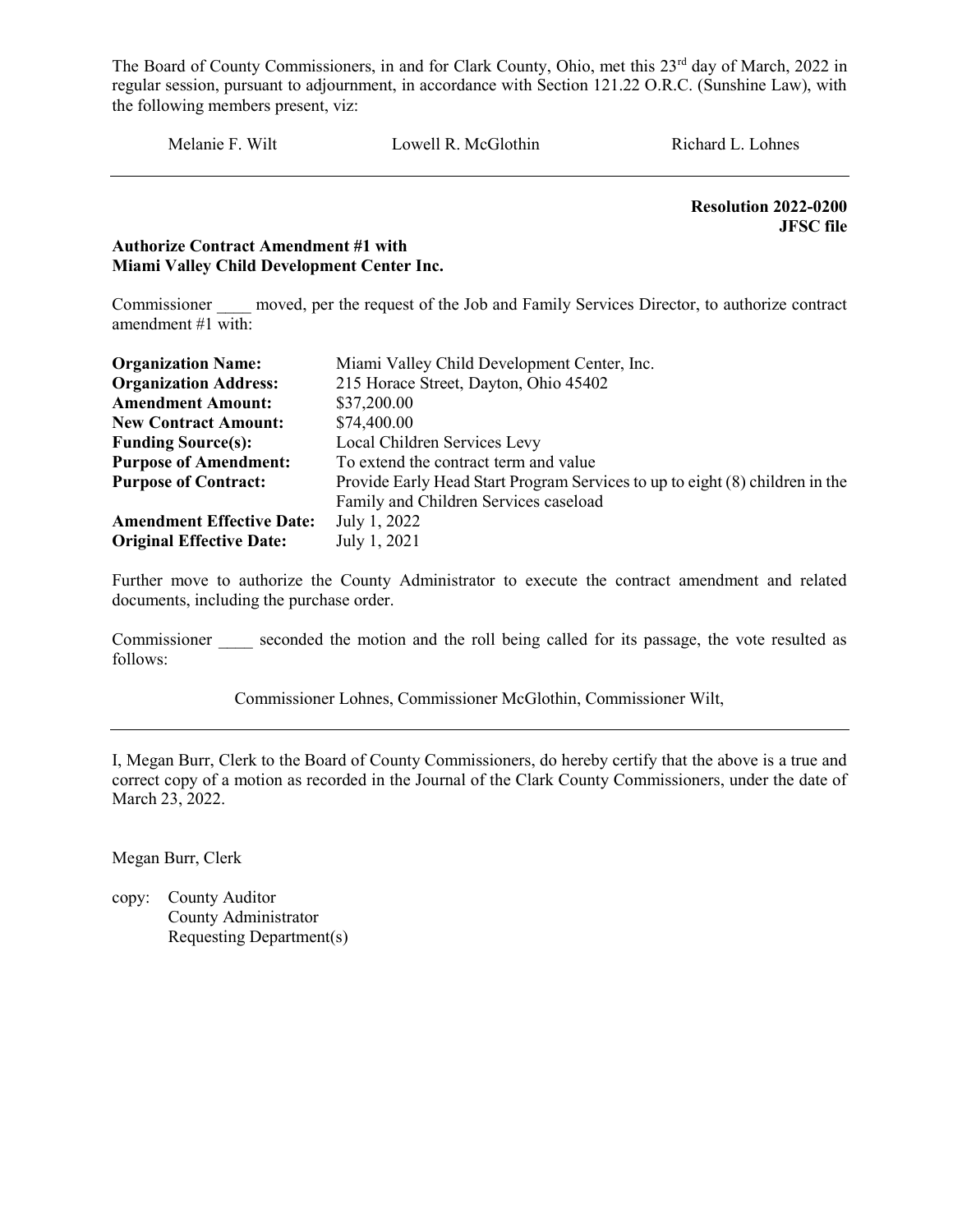The Board of County Commissioners, in and for Clark County, Ohio, met this 23rd day of March, 2022 in regular session, pursuant to adjournment, in accordance with Section 121.22 O.R.C. (Sunshine Law), with the following members present, viz:

Melanie F. Wilt　　　　Lowell R. McGlothin　　　　Richard L. Lohnes

---

**Resolution 2022-0200**
**JFSC file**

**Authorize Contract Amendment #1 with Miami Valley Child Development Center Inc.**

Commissioner ____ moved, per the request of the Job and Family Services Director, to authorize contract amendment #1 with:

| | |
|---|---|
| **Organization Name:** | Miami Valley Child Development Center, Inc. |
| **Organization Address:** | 215 Horace Street, Dayton, Ohio 45402 |
| **Amendment Amount:** | $37,200.00 |
| **New Contract Amount:** | $74,400.00 |
| **Funding Source(s):** | Local Children Services Levy |
| **Purpose of Amendment:** | To extend the contract term and value |
| **Purpose of Contract:** | Provide Early Head Start Program Services to up to eight (8) children in the Family and Children Services caseload |
| **Amendment Effective Date:** | July 1, 2022 |
| **Original Effective Date:** | July 1, 2021 |

Further move to authorize the County Administrator to execute the contract amendment and related documents, including the purchase order.

Commissioner ____ seconded the motion and the roll being called for its passage, the vote resulted as follows:

Commissioner Lohnes, Commissioner McGlothin, Commissioner Wilt,

---

I, Megan Burr, Clerk to the Board of County Commissioners, do hereby certify that the above is a true and correct copy of a motion as recorded in the Journal of the Clark County Commissioners, under the date of March 23, 2022.

Megan Burr, Clerk

copy: County Auditor
County Administrator
Requesting Department(s)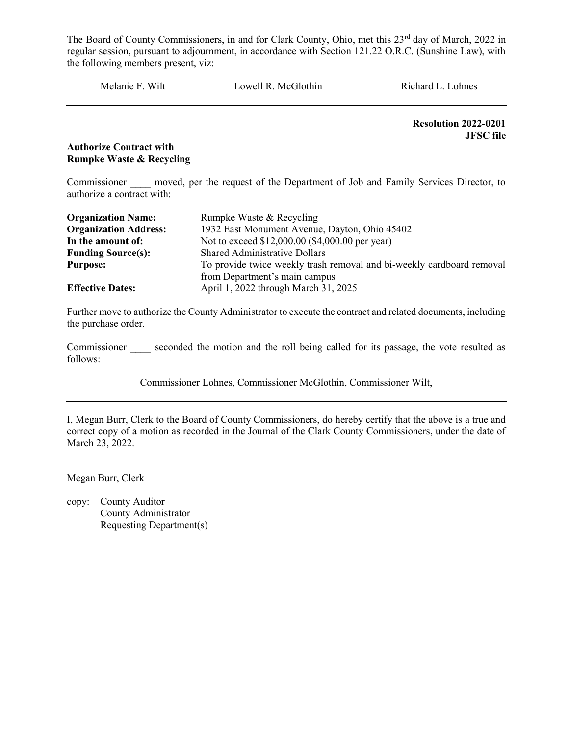The Board of County Commissioners, in and for Clark County, Ohio, met this 23rd day of March, 2022 in regular session, pursuant to adjournment, in accordance with Section 121.22 O.R.C. (Sunshine Law), with the following members present, viz:

Melanie F. Wilt　　　　Lowell R. McGlothin　　　　Richard L. Lohnes

---

**Resolution 2022-0201**
**JFSC file**

**Authorize Contract with Rumpke Waste & Recycling**

Commissioner ____ moved, per the request of the Department of Job and Family Services Director, to authorize a contract with:

| | |
|---|---|
| **Organization Name:** | Rumpke Waste & Recycling |
| **Organization Address:** | 1932 East Monument Avenue, Dayton, Ohio 45402 |
| **In the amount of:** | Not to exceed $12,000.00 ($4,000.00 per year) |
| **Funding Source(s):** | Shared Administrative Dollars |
| **Purpose:** | To provide twice weekly trash removal and bi-weekly cardboard removal from Department's main campus |
| **Effective Dates:** | April 1, 2022 through March 31, 2025 |

Further move to authorize the County Administrator to execute the contract and related documents, including the purchase order.

Commissioner ____ seconded the motion and the roll being called for its passage, the vote resulted as follows:

Commissioner Lohnes, Commissioner McGlothin, Commissioner Wilt,

---

I, Megan Burr, Clerk to the Board of County Commissioners, do hereby certify that the above is a true and correct copy of a motion as recorded in the Journal of the Clark County Commissioners, under the date of March 23, 2022.

Megan Burr, Clerk

copy: County Auditor
County Administrator
Requesting Department(s)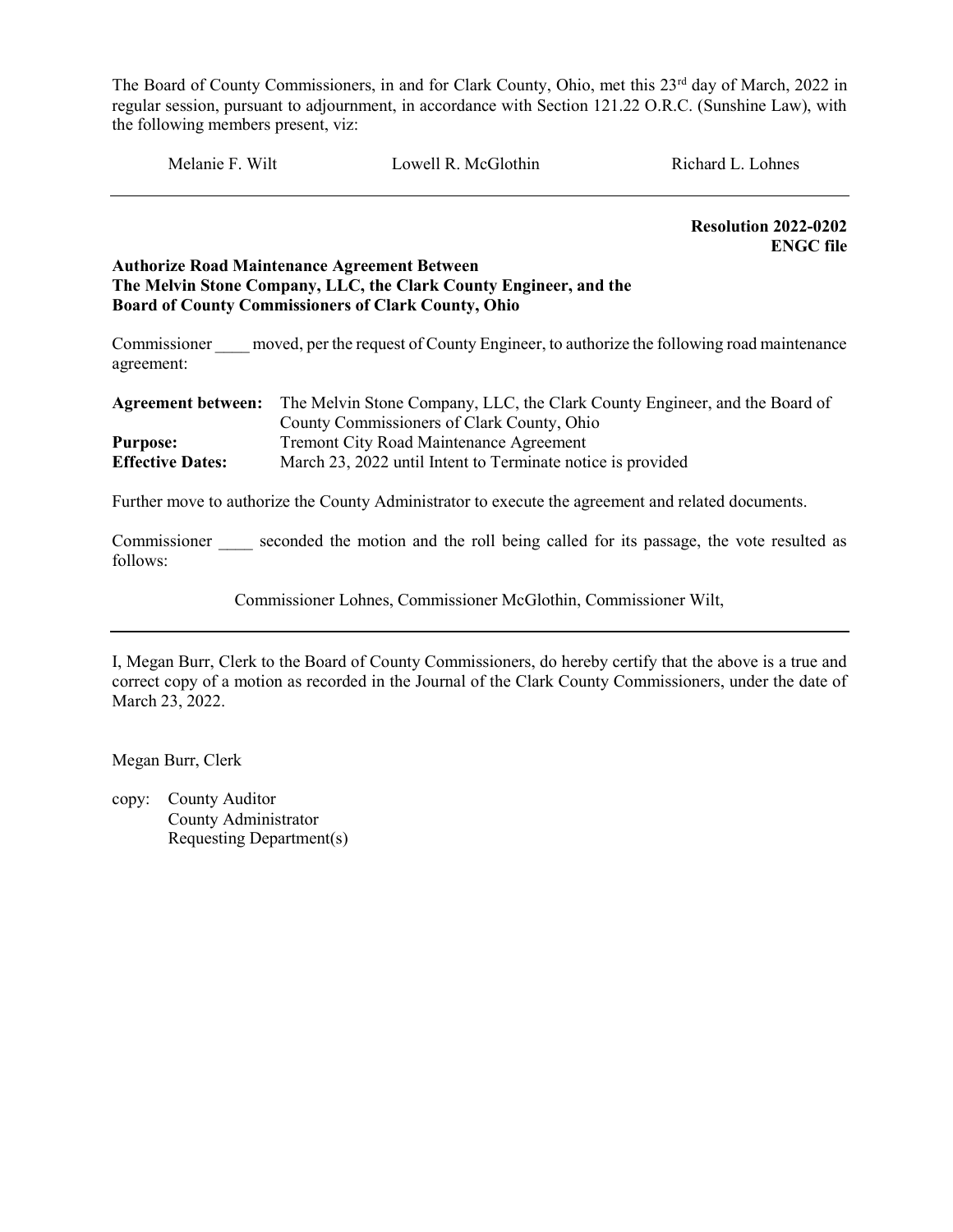The Board of County Commissioners, in and for Clark County, Ohio, met this 23rd day of March, 2022 in regular session, pursuant to adjournment, in accordance with Section 121.22 O.R.C. (Sunshine Law), with the following members present, viz:

| Melanie F. Wilt | Lowell R. McGlothin | Richard L. Lohnes |
|---|---|---|

---

**Resolution 2022-0202**
**ENGC file**

**Authorize Road Maintenance Agreement Between The Melvin Stone Company, LLC, the Clark County Engineer, and the Board of County Commissioners of Clark County, Ohio**

Commissioner ____ moved, per the request of County Engineer, to authorize the following road maintenance agreement:

| | |
|---|---|
| **Agreement between:** | The Melvin Stone Company, LLC, the Clark County Engineer, and the Board of County Commissioners of Clark County, Ohio |
| **Purpose:** | Tremont City Road Maintenance Agreement |
| **Effective Dates:** | March 23, 2022 until Intent to Terminate notice is provided |

Further move to authorize the County Administrator to execute the agreement and related documents.

Commissioner ____ seconded the motion and the roll being called for its passage, the vote resulted as follows:

Commissioner Lohnes, Commissioner McGlothin, Commissioner Wilt,

---

I, Megan Burr, Clerk to the Board of County Commissioners, do hereby certify that the above is a true and correct copy of a motion as recorded in the Journal of the Clark County Commissioners, under the date of March 23, 2022.

Megan Burr, Clerk

copy: County Auditor
County Administrator
Requesting Department(s)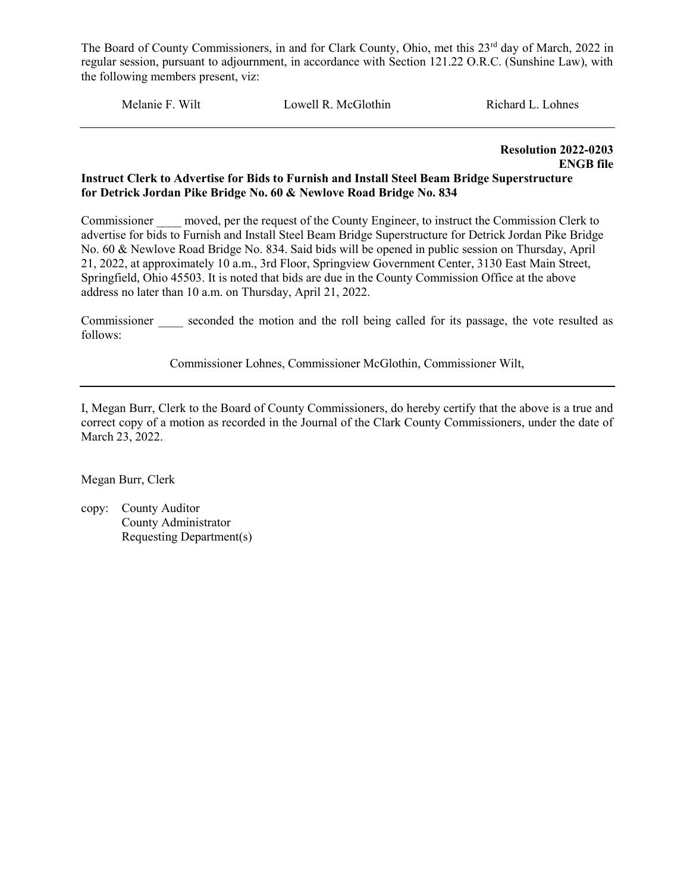The Board of County Commissioners, in and for Clark County, Ohio, met this 23rd day of March, 2022 in regular session, pursuant to adjournment, in accordance with Section 121.22 O.R.C. (Sunshine Law), with the following members present, viz:

Melanie F. Wilt Lowell R. McGlothin Richard L. Lohnes

---

**Resolution 2022-0203**
**ENGB file**

**Instruct Clerk to Advertise for Bids to Furnish and Install Steel Beam Bridge Superstructure for Detrick Jordan Pike Bridge No. 60 & Newlove Road Bridge No. 834**

Commissioner ____ moved, per the request of the County Engineer, to instruct the Commission Clerk to advertise for bids to Furnish and Install Steel Beam Bridge Superstructure for Detrick Jordan Pike Bridge No. 60 & Newlove Road Bridge No. 834. Said bids will be opened in public session on Thursday, April 21, 2022, at approximately 10 a.m., 3rd Floor, Springview Government Center, 3130 East Main Street, Springfield, Ohio 45503. It is noted that bids are due in the County Commission Office at the above address no later than 10 a.m. on Thursday, April 21, 2022.

Commissioner ____ seconded the motion and the roll being called for its passage, the vote resulted as follows:

Commissioner Lohnes, Commissioner McGlothin, Commissioner Wilt,

---

I, Megan Burr, Clerk to the Board of County Commissioners, do hereby certify that the above is a true and correct copy of a motion as recorded in the Journal of the Clark County Commissioners, under the date of March 23, 2022.

Megan Burr, Clerk

copy: County Auditor
County Administrator
Requesting Department(s)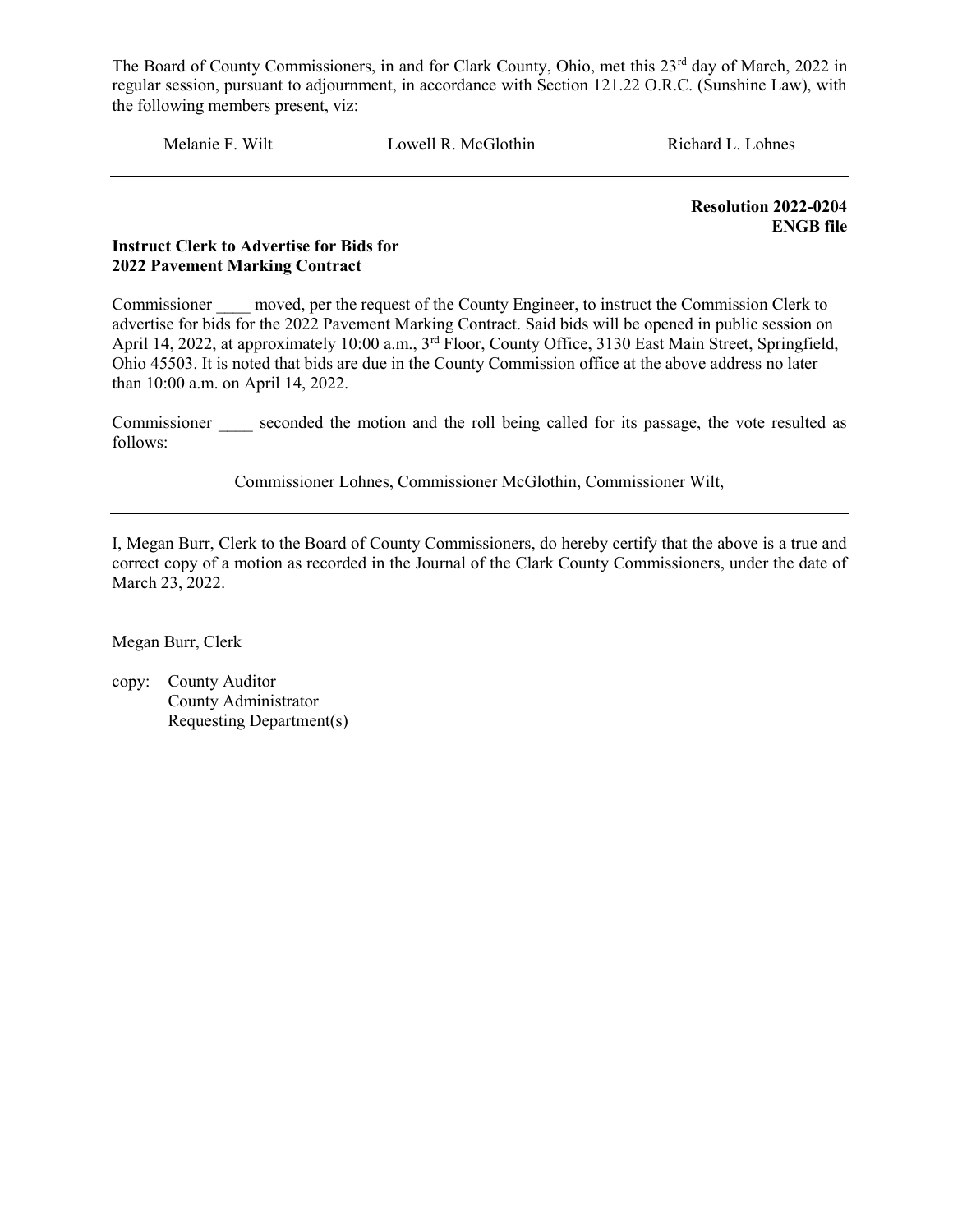The Board of County Commissioners, in and for Clark County, Ohio, met this 23rd day of March, 2022 in regular session, pursuant to adjournment, in accordance with Section 121.22 O.R.C. (Sunshine Law), with the following members present, viz:

Melanie F. Wilt    Lowell R. McGlothin    Richard L. Lohnes

---

**Resolution 2022-0204**
**ENGB file**

**Instruct Clerk to Advertise for Bids for 2022 Pavement Marking Contract**

Commissioner ____ moved, per the request of the County Engineer, to instruct the Commission Clerk to advertise for bids for the 2022 Pavement Marking Contract. Said bids will be opened in public session on April 14, 2022, at approximately 10:00 a.m., 3rd Floor, County Office, 3130 East Main Street, Springfield, Ohio 45503. It is noted that bids are due in the County Commission office at the above address no later than 10:00 a.m. on April 14, 2022.

Commissioner ____ seconded the motion and the roll being called for its passage, the vote resulted as follows:

Commissioner Lohnes, Commissioner McGlothin, Commissioner Wilt,

---

I, Megan Burr, Clerk to the Board of County Commissioners, do hereby certify that the above is a true and correct copy of a motion as recorded in the Journal of the Clark County Commissioners, under the date of March 23, 2022.

Megan Burr, Clerk

copy: County Auditor
County Administrator
Requesting Department(s)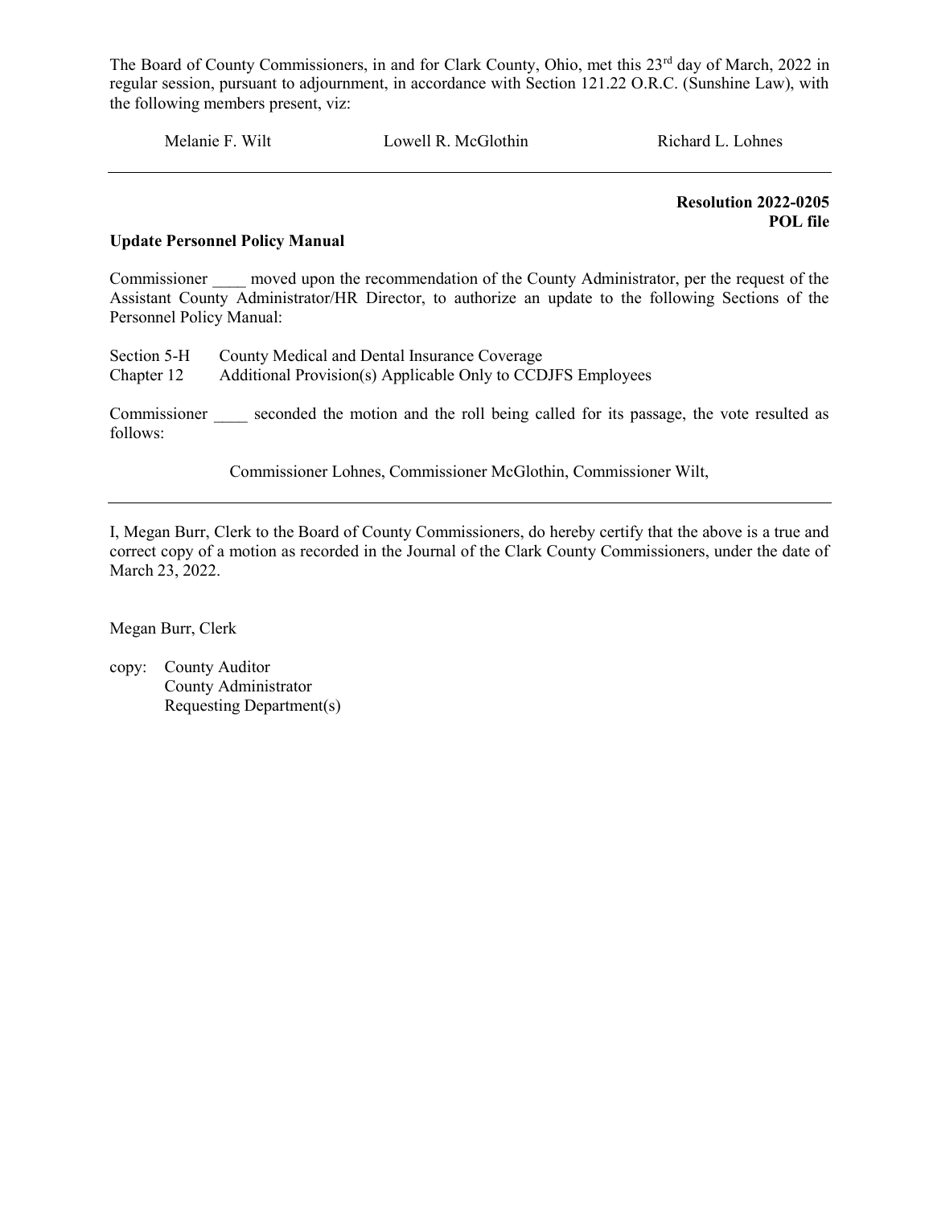The Board of County Commissioners, in and for Clark County, Ohio, met this 23rd day of March, 2022 in regular session, pursuant to adjournment, in accordance with Section 121.22 O.R.C. (Sunshine Law), with the following members present, viz:

Melanie F. Wilt          Lowell R. McGlothin          Richard L. Lohnes

---

**Resolution 2022-0205**
**POL file**

**Update Personnel Policy Manual**

Commissioner ____ moved upon the recommendation of the County Administrator, per the request of the Assistant County Administrator/HR Director, to authorize an update to the following Sections of the Personnel Policy Manual:

Section 5-H  County Medical and Dental Insurance Coverage
Chapter 12  Additional Provision(s) Applicable Only to CCDJFS Employees

Commissioner ____ seconded the motion and the roll being called for its passage, the vote resulted as follows:

Commissioner Lohnes, Commissioner McGlothin, Commissioner Wilt,

---

I, Megan Burr, Clerk to the Board of County Commissioners, do hereby certify that the above is a true and correct copy of a motion as recorded in the Journal of the Clark County Commissioners, under the date of March 23, 2022.

Megan Burr, Clerk

copy: County Auditor
County Administrator
Requesting Department(s)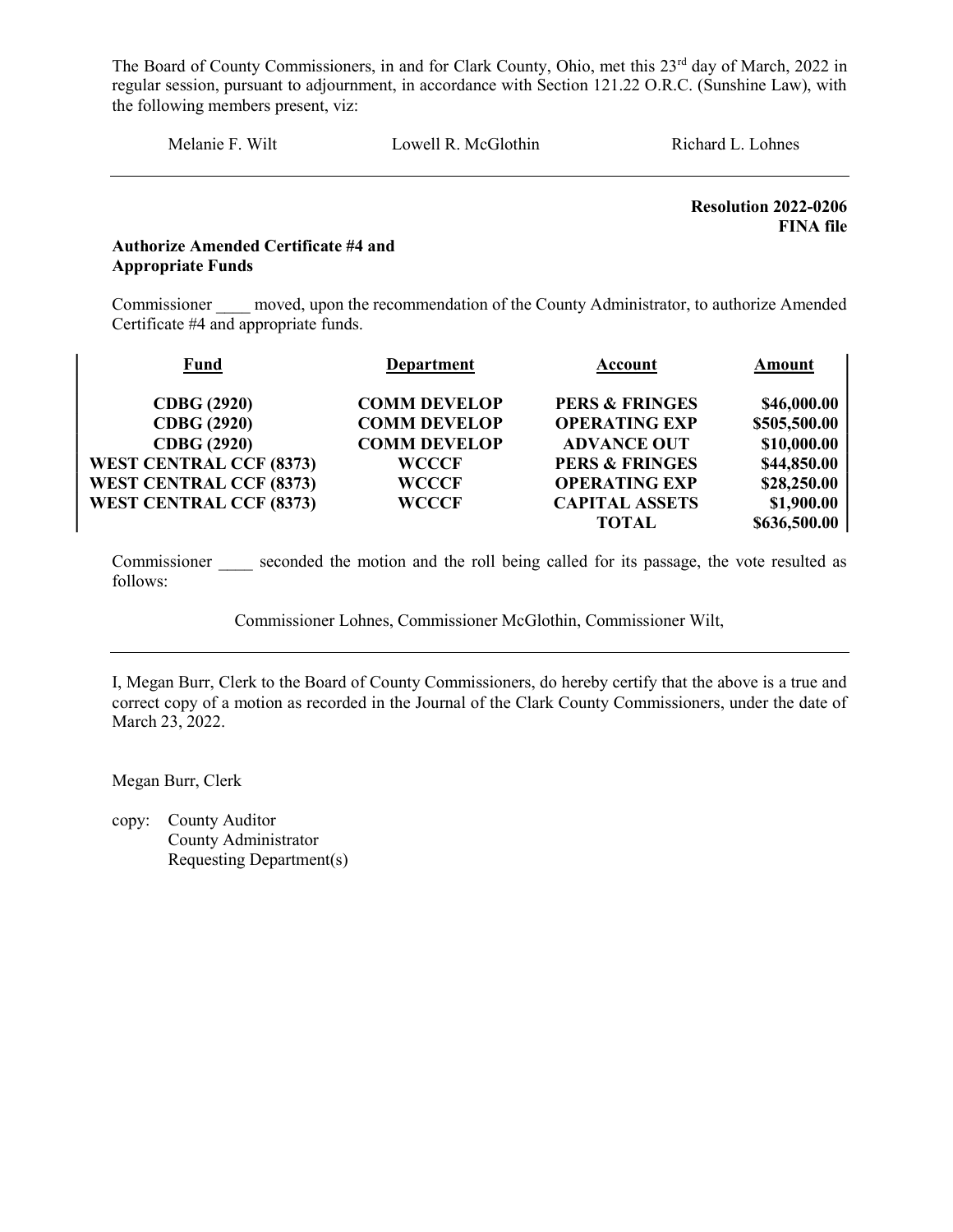The Board of County Commissioners, in and for Clark County, Ohio, met this 23rd day of March, 2022 in regular session, pursuant to adjournment, in accordance with Section 121.22 O.R.C. (Sunshine Law), with the following members present, viz:

Melanie F. Wilt Lowell R. McGlothin Richard L. Lohnes

---

**Resolution 2022-0206**
**FINA file**

**Authorize Amended Certificate #4 and Appropriate Funds**

Commissioner ____ moved, upon the recommendation of the County Administrator, to authorize Amended Certificate #4 and appropriate funds.

| Fund | Department | Account | Amount |
|---|---|---|---|
| CDBG (2920) | COMM DEVELOP | PERS & FRINGES | $46,000.00 |
| CDBG (2920) | COMM DEVELOP | OPERATING EXP | $505,500.00 |
| CDBG (2920) | COMM DEVELOP | ADVANCE OUT | $10,000.00 |
| WEST CENTRAL CCF (8373) | WCCCF | PERS & FRINGES | $44,850.00 |
| WEST CENTRAL CCF (8373) | WCCCF | OPERATING EXP | $28,250.00 |
| WEST CENTRAL CCF (8373) | WCCCF | CAPITAL ASSETS | $1,900.00 |
| | | TOTAL | $636,500.00 |

Commissioner ____ seconded the motion and the roll being called for its passage, the vote resulted as follows:

Commissioner Lohnes, Commissioner McGlothin, Commissioner Wilt,

---

I, Megan Burr, Clerk to the Board of County Commissioners, do hereby certify that the above is a true and correct copy of a motion as recorded in the Journal of the Clark County Commissioners, under the date of March 23, 2022.

Megan Burr, Clerk

copy: County Auditor
County Administrator
Requesting Department(s)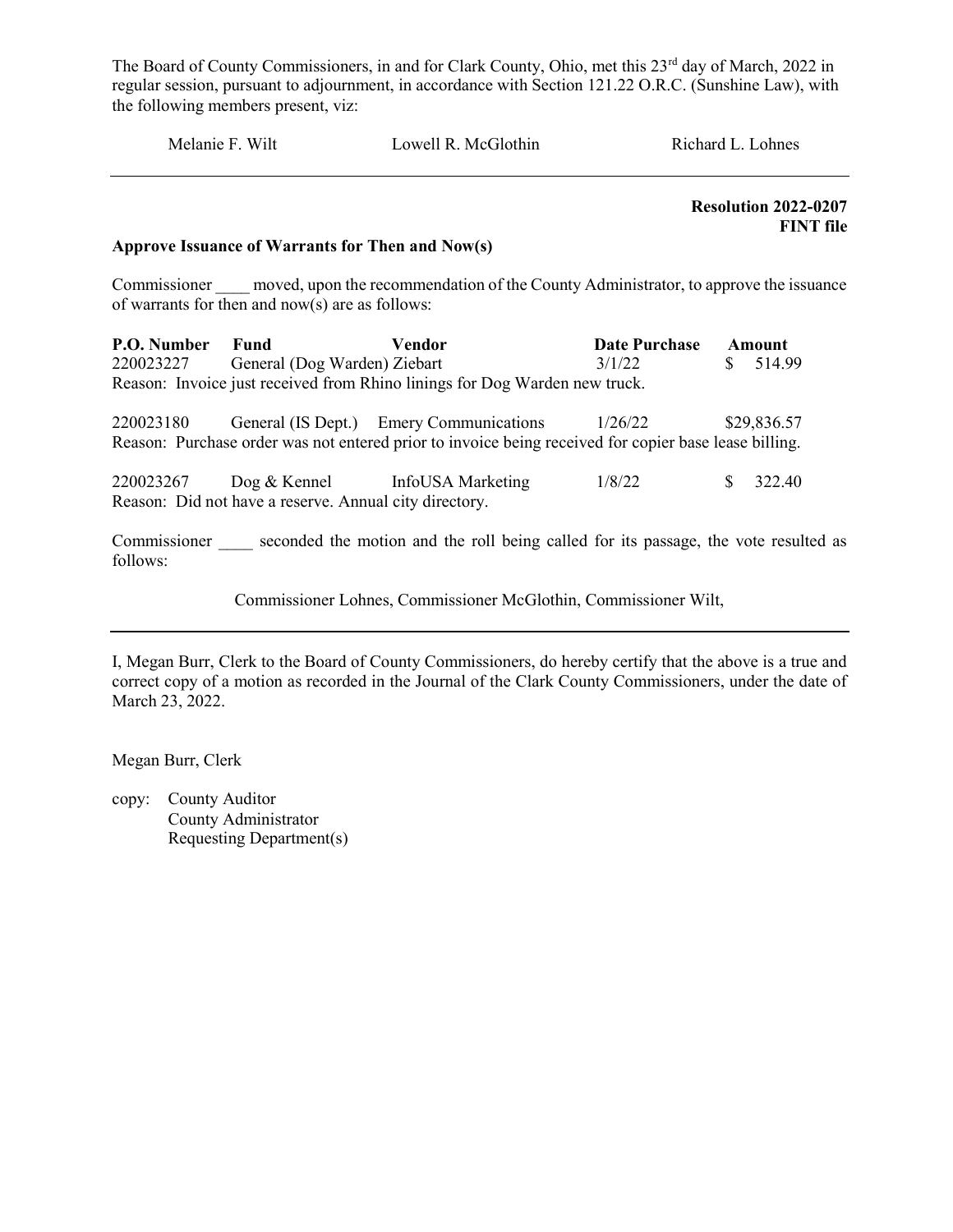The Board of County Commissioners, in and for Clark County, Ohio, met this 23rd day of March, 2022 in regular session, pursuant to adjournment, in accordance with Section 121.22 O.R.C. (Sunshine Law), with the following members present, viz:

Melanie F. Wilt        Lowell R. McGlothin        Richard L. Lohnes

---

**Resolution 2022-0207**
**FINT file**

**Approve Issuance of Warrants for Then and Now(s)**

Commissioner ____ moved, upon the recommendation of the County Administrator, to approve the issuance of warrants for then and now(s) are as follows:

| P.O. Number | Fund | Vendor | Date Purchase | Amount |
|---|---|---|---|---|
| 220023227 | General (Dog Warden) | Ziebart | 3/1/22 | $ 514.99 |

Reason: Invoice just received from Rhino linings for Dog Warden new truck.

| P.O. Number | Fund | Vendor | Date Purchase | Amount |
|---|---|---|---|---|
| 220023180 | General (IS Dept.) | Emery Communications | 1/26/22 | $29,836.57 |

Reason: Purchase order was not entered prior to invoice being received for copier base lease billing.

| P.O. Number | Fund | Vendor | Date Purchase | Amount |
|---|---|---|---|---|
| 220023267 | Dog & Kennel | InfoUSA Marketing | 1/8/22 | $ 322.40 |

Reason: Did not have a reserve. Annual city directory.

Commissioner ____ seconded the motion and the roll being called for its passage, the vote resulted as follows:

Commissioner Lohnes, Commissioner McGlothin, Commissioner Wilt,

---

I, Megan Burr, Clerk to the Board of County Commissioners, do hereby certify that the above is a true and correct copy of a motion as recorded in the Journal of the Clark County Commissioners, under the date of March 23, 2022.

Megan Burr, Clerk

copy: County Auditor
County Administrator
Requesting Department(s)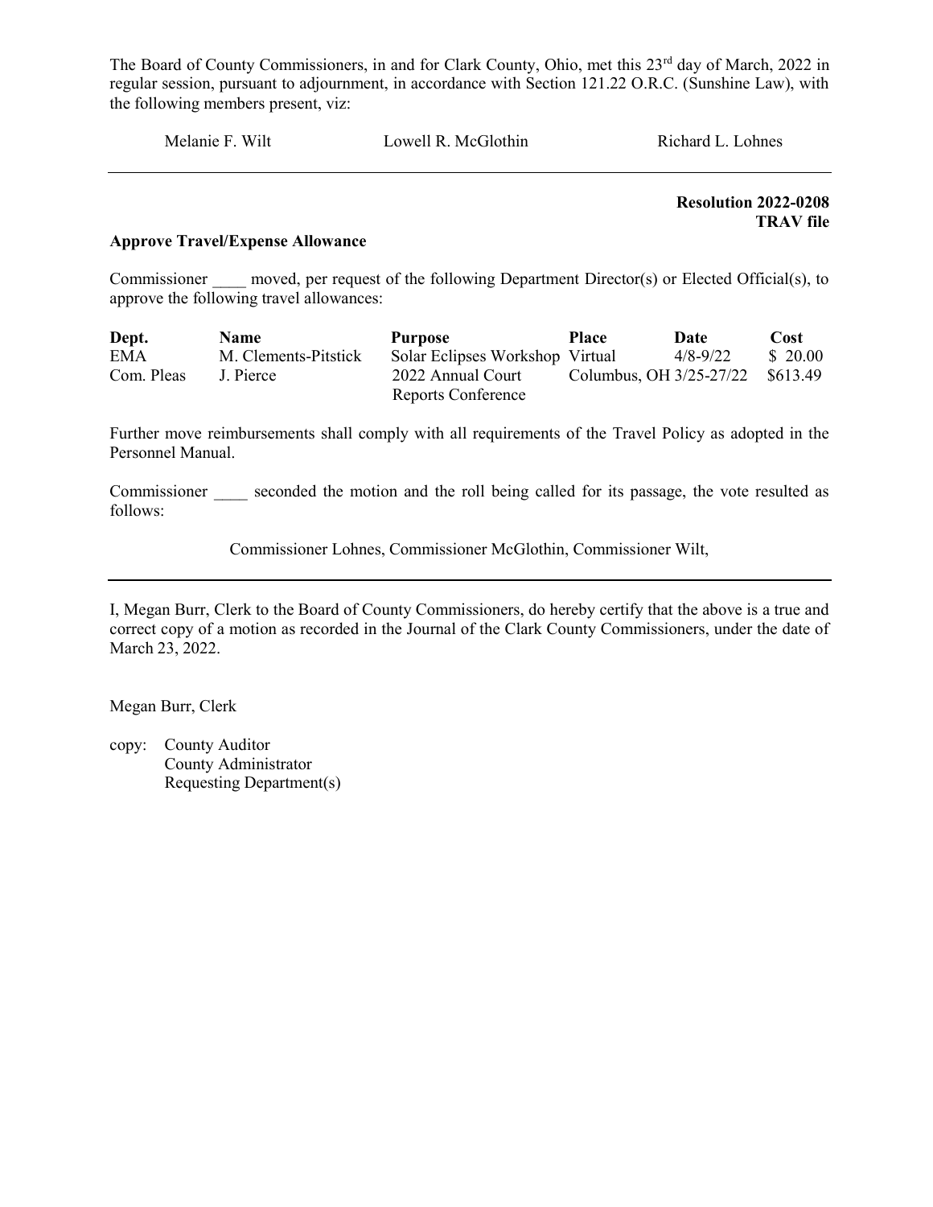The Board of County Commissioners, in and for Clark County, Ohio, met this 23rd day of March, 2022 in regular session, pursuant to adjournment, in accordance with Section 121.22 O.R.C. (Sunshine Law), with the following members present, viz:

Melanie F. Wilt　　　　Lowell R. McGlothin　　　　Richard L. Lohnes

---

**Resolution 2022-0208**
**TRAV file**

**Approve Travel/Expense Allowance**

Commissioner ____ moved, per request of the following Department Director(s) or Elected Official(s), to approve the following travel allowances:

| Dept. | Name | Purpose | Place | Date | Cost |
|---|---|---|---|---|---|
| EMA | M. Clements-Pitstick | Solar Eclipses Workshop | Virtual | 4/8-9/22 | $ 20.00 |
| Com. Pleas | J. Pierce | 2022 Annual Court Reports Conference | Columbus, OH | 3/25-27/22 | $613.49 |

Further move reimbursements shall comply with all requirements of the Travel Policy as adopted in the Personnel Manual.

Commissioner ____ seconded the motion and the roll being called for its passage, the vote resulted as follows:

Commissioner Lohnes, Commissioner McGlothin, Commissioner Wilt,

---

I, Megan Burr, Clerk to the Board of County Commissioners, do hereby certify that the above is a true and correct copy of a motion as recorded in the Journal of the Clark County Commissioners, under the date of March 23, 2022.

Megan Burr, Clerk

copy: County Auditor
County Administrator
Requesting Department(s)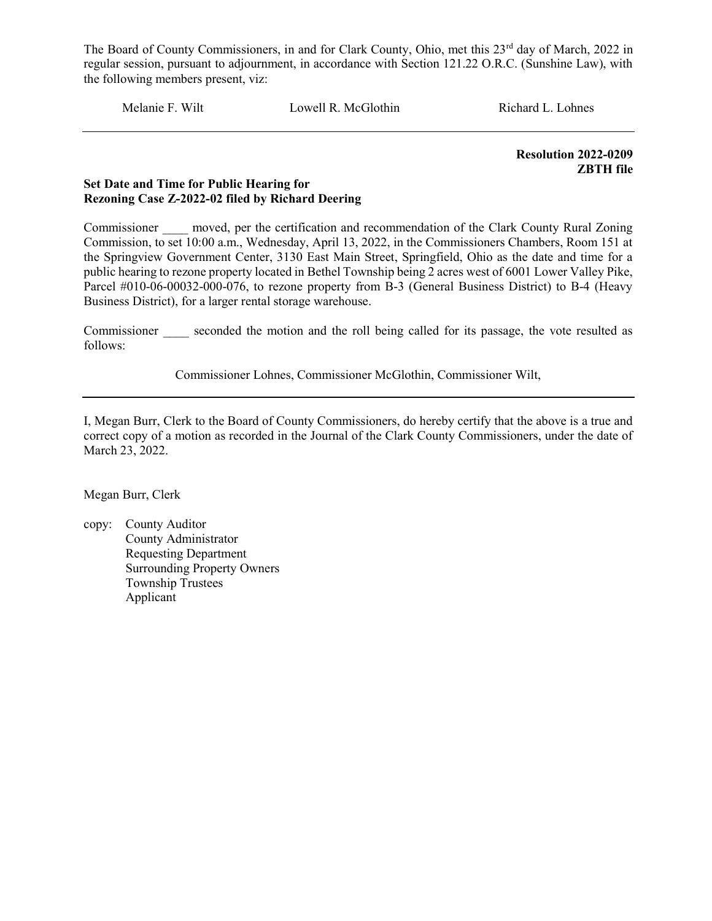The Board of County Commissioners, in and for Clark County, Ohio, met this 23rd day of March, 2022 in regular session, pursuant to adjournment, in accordance with Section 121.22 O.R.C. (Sunshine Law), with the following members present, viz:

Melanie F. Wilt Lowell R. McGlothin Richard L. Lohnes

---

**Resolution 2022-0209**
**ZBTH file**

**Set Date and Time for Public Hearing for**
**Rezoning Case Z-2022-02 filed by Richard Deering**

Commissioner ____ moved, per the certification and recommendation of the Clark County Rural Zoning Commission, to set 10:00 a.m., Wednesday, April 13, 2022, in the Commissioners Chambers, Room 151 at the Springview Government Center, 3130 East Main Street, Springfield, Ohio as the date and time for a public hearing to rezone property located in Bethel Township being 2 acres west of 6001 Lower Valley Pike, Parcel #010-06-00032-000-076, to rezone property from B-3 (General Business District) to B-4 (Heavy Business District), for a larger rental storage warehouse.

Commissioner ____ seconded the motion and the roll being called for its passage, the vote resulted as follows:

Commissioner Lohnes, Commissioner McGlothin, Commissioner Wilt,

---

I, Megan Burr, Clerk to the Board of County Commissioners, do hereby certify that the above is a true and correct copy of a motion as recorded in the Journal of the Clark County Commissioners, under the date of March 23, 2022.

Megan Burr, Clerk

copy: County Auditor
County Administrator
Requesting Department
Surrounding Property Owners
Township Trustees
Applicant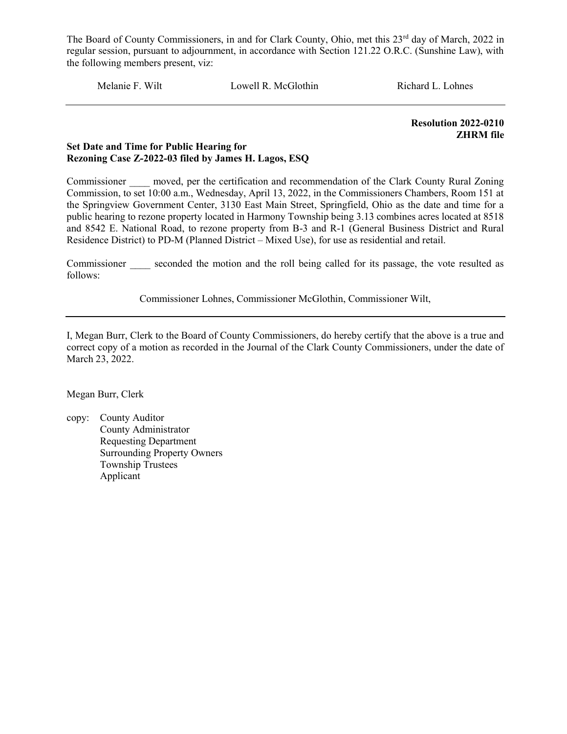The Board of County Commissioners, in and for Clark County, Ohio, met this 23rd day of March, 2022 in regular session, pursuant to adjournment, in accordance with Section 121.22 O.R.C. (Sunshine Law), with the following members present, viz:

Melanie F. Wilt Lowell R. McGlothin Richard L. Lohnes

---

**Resolution 2022-0210**
**ZHRM file**

**Set Date and Time for Public Hearing for**
**Rezoning Case Z-2022-03 filed by James H. Lagos, ESQ**

Commissioner ____ moved, per the certification and recommendation of the Clark County Rural Zoning Commission, to set 10:00 a.m., Wednesday, April 13, 2022, in the Commissioners Chambers, Room 151 at the Springview Government Center, 3130 East Main Street, Springfield, Ohio as the date and time for a public hearing to rezone property located in Harmony Township being 3.13 combines acres located at 8518 and 8542 E. National Road, to rezone property from B-3 and R-1 (General Business District and Rural Residence District) to PD-M (Planned District – Mixed Use), for use as residential and retail.

Commissioner ____ seconded the motion and the roll being called for its passage, the vote resulted as follows:

Commissioner Lohnes, Commissioner McGlothin, Commissioner Wilt,

---

I, Megan Burr, Clerk to the Board of County Commissioners, do hereby certify that the above is a true and correct copy of a motion as recorded in the Journal of the Clark County Commissioners, under the date of March 23, 2022.

Megan Burr, Clerk

copy: County Auditor
County Administrator
Requesting Department
Surrounding Property Owners
Township Trustees
Applicant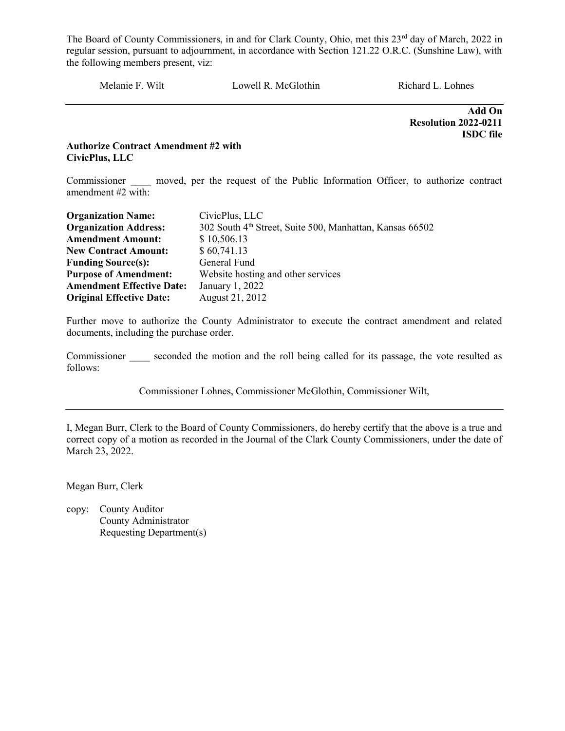The Board of County Commissioners, in and for Clark County, Ohio, met this 23rd day of March, 2022 in regular session, pursuant to adjournment, in accordance with Section 121.22 O.R.C. (Sunshine Law), with the following members present, viz:

Melanie F. Wilt Lowell R. McGlothin Richard L. Lohnes

---

**Add On**
**Resolution 2022-0211**
**ISDC file**

**Authorize Contract Amendment #2 with CivicPlus, LLC**

Commissioner ____ moved, per the request of the Public Information Officer, to authorize contract amendment #2 with:

| | |
|---|---|
| **Organization Name:** | CivicPlus, LLC |
| **Organization Address:** | 302 South 4th Street, Suite 500, Manhattan, Kansas 66502 |
| **Amendment Amount:** | $ 10,506.13 |
| **New Contract Amount:** | $ 60,741.13 |
| **Funding Source(s):** | General Fund |
| **Purpose of Amendment:** | Website hosting and other services |
| **Amendment Effective Date:** | January 1, 2022 |
| **Original Effective Date:** | August 21, 2012 |

Further move to authorize the County Administrator to execute the contract amendment and related documents, including the purchase order.

Commissioner ____ seconded the motion and the roll being called for its passage, the vote resulted as follows:

Commissioner Lohnes, Commissioner McGlothin, Commissioner Wilt,

---

I, Megan Burr, Clerk to the Board of County Commissioners, do hereby certify that the above is a true and correct copy of a motion as recorded in the Journal of the Clark County Commissioners, under the date of March 23, 2022.

Megan Burr, Clerk

copy: County Auditor
County Administrator
Requesting Department(s)